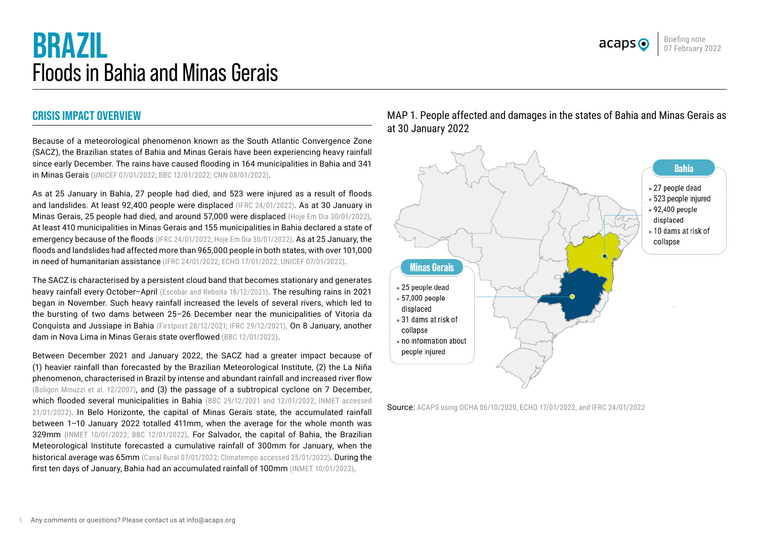# BRAZIL
## Floods in Bahia and Minas Gerais

Briefing note
07 February 2022

## CRISIS IMPACT OVERVIEW

Because of a meteorological phenomenon known as the South Atlantic Convergence Zone (SACZ), the Brazilian states of Bahia and Minas Gerais have been experiencing heavy rainfall since early December. The rains have caused flooding in 164 municipalities in Bahia and 341 in Minas Gerais (UNICEF 07/01/2022; BBC 12/01/2022; CNN 08/01/2022).

As at 25 January in Bahia, 27 people had died, and 523 were injured as a result of floods and landslides. At least 92,400 people were displaced (IFRC 24/01/2022). As at 30 January in Minas Gerais, 25 people had died, and around 57,000 were displaced (Hoje Em Dia 30/01/2022). At least 410 municipalities in Minas Gerais and 155 municipalities in Bahia declared a state of emergency because of the floods (IFRC 24/01/2022; Hoje Em Dia 30/01/2022). As at 25 January, the floods and landslides had affected more than 965,000 people in both states, with over 101,000 in need of humanitarian assistance (IFRC 24/01/2022; ECHO 17/01/2022; UNICEF 07/01/2022).

The SACZ is characterised by a persistent cloud band that becomes stationary and generates heavy rainfall every October–April (Escobar and Reboita 18/12/2021). The resulting rains in 2021 began in November. Such heavy rainfall increased the levels of several rivers, which led to the bursting of two dams between 25–26 December near the municipalities of Vitoria da Conquista and Jussiape in Bahia (Firstpost 28/12/2021; IFRC 29/12/2021). On 8 January, another dam in Nova Lima in Minas Gerais state overflowed (BBC 12/01/2022).

Between December 2021 and January 2022, the SACZ had a greater impact because of (1) heavier rainfall than forecasted by the Brazilian Meteorological Institute, (2) the La Niña phenomenon, characterised in Brazil by intense and abundant rainfall and increased river flow (Boligon Minuzzi et al. 12/2007), and (3) the passage of a subtropical cyclone on 7 December, which flooded several municipalities in Bahia (BBC 29/12/2021 and 12/01/2022; INMET accessed 21/01/2022). In Belo Horizonte, the capital of Minas Gerais state, the accumulated rainfall between 1–10 January 2022 totalled 411mm, when the average for the whole month was 329mm (INMET 10/01/2022; BBC 12/01/2022). For Salvador, the capital of Bahia, the Brazilian Meteorological Institute forecasted a cumulative rainfall of 300mm for January, when the historical average was 65mm (Canal Rural 07/01/2022; Climatempo accessed 25/01/2022). During the first ten days of January, Bahia had an accumulated rainfall of 100mm (INMET 10/01/2022).

MAP 1. People affected and damages in the states of Bahia and Minas Gerais as at 30 January 2022

**Bahia**
- 27 people dead
- 523 people injured
- 92,400 people displaced
- 10 dams at risk of collapse

**Minas Gerais**
- 25 people dead
- 57,000 people displaced
- 31 dams at risk of collapse
- no information about people injured

Source: ACAPS using OCHA 06/10/2020, ECHO 17/01/2022, and IFRC 24/01/2022

Any comments or questions? Please contact us at info@acaps.org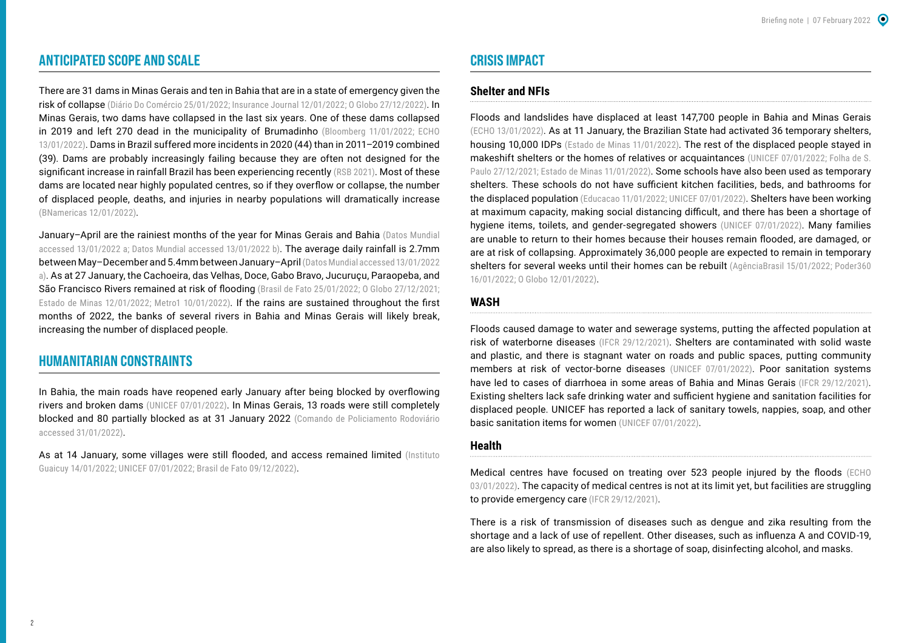## ANTICIPATED SCOPE AND SCALE

There are 31 dams in Minas Gerais and ten in Bahia that are in a state of emergency given the risk of collapse (Diário Do Comércio 25/01/2022; Insurance Journal 12/01/2022; O Globo 27/12/2022). In Minas Gerais, two dams have collapsed in the last six years. One of these dams collapsed in 2019 and left 270 dead in the municipality of Brumadinho (Bloomberg 11/01/2022; ECHO 13/01/2022). Dams in Brazil suffered more incidents in 2020 (44) than in 2011–2019 combined (39). Dams are probably increasingly failing because they are often not designed for the significant increase in rainfall Brazil has been experiencing recently (RSB 2021). Most of these dams are located near highly populated centres, so if they overflow or collapse, the number of displaced people, deaths, and injuries in nearby populations will dramatically increase (BNamericas 12/01/2022).

January–April are the rainiest months of the year for Minas Gerais and Bahia (Datos Mundial accessed 13/01/2022 a; Datos Mundial accessed 13/01/2022 b). The average daily rainfall is 2.7mm between May–December and 5.4mm between January–April (Datos Mundial accessed 13/01/2022 a). As at 27 January, the Cachoeira, das Velhas, Doce, Gabo Bravo, Jucuruçu, Paraopeba, and São Francisco Rivers remained at risk of flooding (Brasil de Fato 25/01/2022; O Globo 27/12/2021; Estado de Minas 12/01/2022; Metro1 10/01/2022). If the rains are sustained throughout the first months of 2022, the banks of several rivers in Bahia and Minas Gerais will likely break, increasing the number of displaced people.

## HUMANITARIAN CONSTRAINTS

In Bahia, the main roads have reopened early January after being blocked by overflowing rivers and broken dams (UNICEF 07/01/2022). In Minas Gerais, 13 roads were still completely blocked and 80 partially blocked as at 31 January 2022 (Comando de Policiamento Rodoviário accessed 31/01/2022).

As at 14 January, some villages were still flooded, and access remained limited (Instituto Guaicuy 14/01/2022; UNICEF 07/01/2022; Brasil de Fato 09/12/2022).

## CRISIS IMPACT

### Shelter and NFIs

Floods and landslides have displaced at least 147,700 people in Bahia and Minas Gerais (ECHO 13/01/2022). As at 11 January, the Brazilian State had activated 36 temporary shelters, housing 10,000 IDPs (Estado de Minas 11/01/2022). The rest of the displaced people stayed in makeshift shelters or the homes of relatives or acquaintances (UNICEF 07/01/2022; Folha de S. Paulo 27/12/2021; Estado de Minas 11/01/2022). Some schools have also been used as temporary shelters. These schools do not have sufficient kitchen facilities, beds, and bathrooms for the displaced population (Educacao 11/01/2022; UNICEF 07/01/2022). Shelters have been working at maximum capacity, making social distancing difficult, and there has been a shortage of hygiene items, toilets, and gender-segregated showers (UNICEF 07/01/2022). Many families are unable to return to their homes because their houses remain flooded, are damaged, or are at risk of collapsing. Approximately 36,000 people are expected to remain in temporary shelters for several weeks until their homes can be rebuilt (AgênciaBrasil 15/01/2022; Poder360 16/01/2022; O Globo 12/01/2022).

### WASH

Floods caused damage to water and sewerage systems, putting the affected population at risk of waterborne diseases (IFCR 29/12/2021). Shelters are contaminated with solid waste and plastic, and there is stagnant water on roads and public spaces, putting community members at risk of vector-borne diseases (UNICEF 07/01/2022). Poor sanitation systems have led to cases of diarrhoea in some areas of Bahia and Minas Gerais (IFCR 29/12/2021). Existing shelters lack safe drinking water and sufficient hygiene and sanitation facilities for displaced people. UNICEF has reported a lack of sanitary towels, nappies, soap, and other basic sanitation items for women (UNICEF 07/01/2022).

### Health

Medical centres have focused on treating over 523 people injured by the floods (ECHO 03/01/2022). The capacity of medical centres is not at its limit yet, but facilities are struggling to provide emergency care (IFCR 29/12/2021).

There is a risk of transmission of diseases such as dengue and zika resulting from the shortage and a lack of use of repellent. Other diseases, such as influenza A and COVID-19, are also likely to spread, as there is a shortage of soap, disinfecting alcohol, and masks.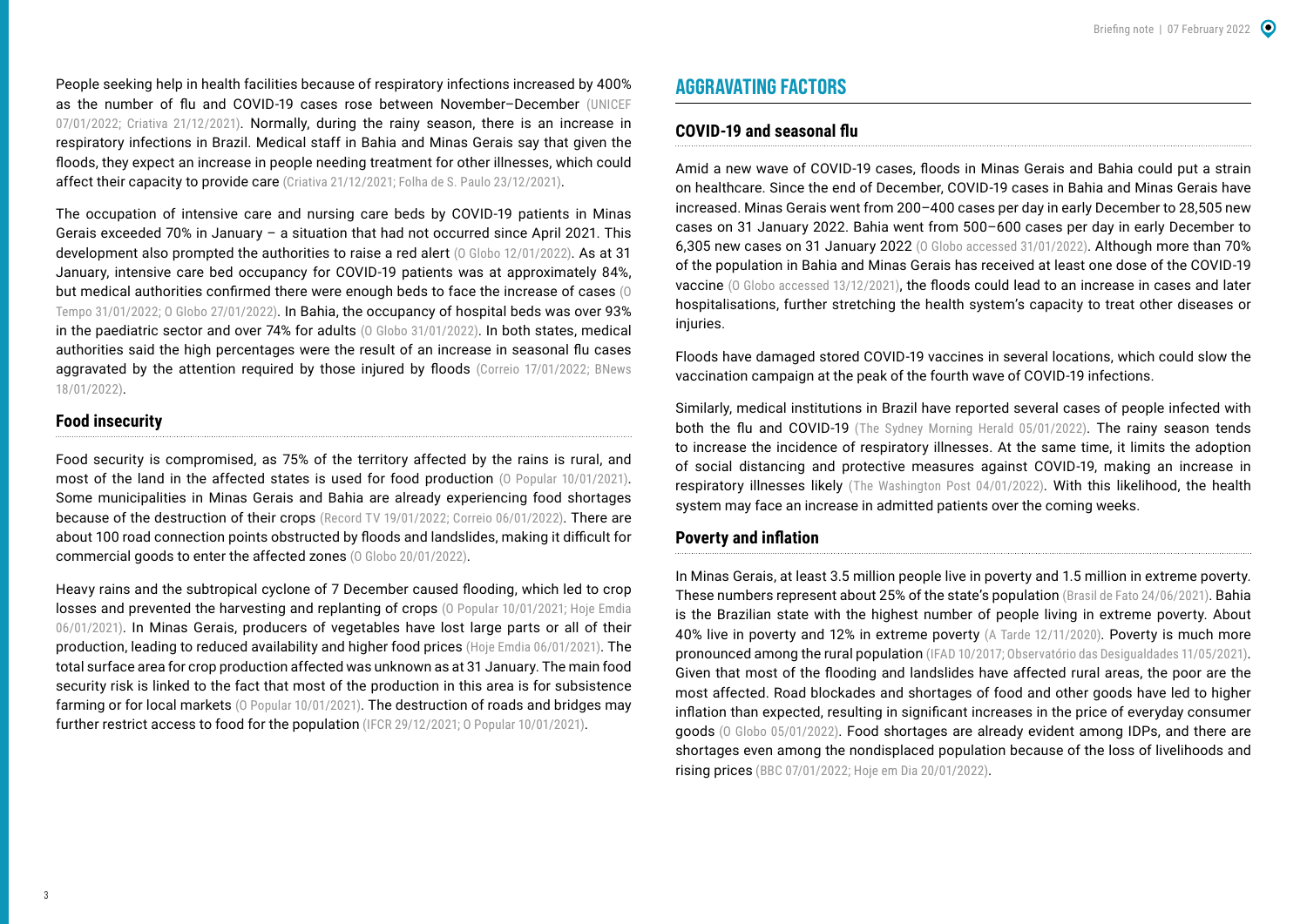People seeking help in health facilities because of respiratory infections increased by 400% as the number of flu and COVID-19 cases rose between November–December (UNICEF 07/01/2022; Criativa 21/12/2021). Normally, during the rainy season, there is an increase in respiratory infections in Brazil. Medical staff in Bahia and Minas Gerais say that given the floods, they expect an increase in people needing treatment for other illnesses, which could affect their capacity to provide care (Criativa 21/12/2021; Folha de S. Paulo 23/12/2021).

The occupation of intensive care and nursing care beds by COVID-19 patients in Minas Gerais exceeded 70% in January – a situation that had not occurred since April 2021. This development also prompted the authorities to raise a red alert (O Globo 12/01/2022). As at 31 January, intensive care bed occupancy for COVID-19 patients was at approximately 84%, but medical authorities confirmed there were enough beds to face the increase of cases (O Tempo 31/01/2022; O Globo 27/01/2022). In Bahia, the occupancy of hospital beds was over 93% in the paediatric sector and over 74% for adults (O Globo 31/01/2022). In both states, medical authorities said the high percentages were the result of an increase in seasonal flu cases aggravated by the attention required by those injured by floods (Correio 17/01/2022; BNews 18/01/2022).

### Food insecurity

Food security is compromised, as 75% of the territory affected by the rains is rural, and most of the land in the affected states is used for food production (O Popular 10/01/2021). Some municipalities in Minas Gerais and Bahia are already experiencing food shortages because of the destruction of their crops (Record TV 19/01/2022; Correio 06/01/2022). There are about 100 road connection points obstructed by floods and landslides, making it difficult for commercial goods to enter the affected zones (O Globo 20/01/2022).

Heavy rains and the subtropical cyclone of 7 December caused flooding, which led to crop losses and prevented the harvesting and replanting of crops (O Popular 10/01/2021; Hoje Emdia 06/01/2021). In Minas Gerais, producers of vegetables have lost large parts or all of their production, leading to reduced availability and higher food prices (Hoje Emdia 06/01/2021). The total surface area for crop production affected was unknown as at 31 January. The main food security risk is linked to the fact that most of the production in this area is for subsistence farming or for local markets (O Popular 10/01/2021). The destruction of roads and bridges may further restrict access to food for the population (IFCR 29/12/2021; O Popular 10/01/2021).

## AGGRAVATING FACTORS

### COVID-19 and seasonal flu

Amid a new wave of COVID-19 cases, floods in Minas Gerais and Bahia could put a strain on healthcare. Since the end of December, COVID-19 cases in Bahia and Minas Gerais have increased. Minas Gerais went from 200–400 cases per day in early December to 28,505 new cases on 31 January 2022. Bahia went from 500–600 cases per day in early December to 6,305 new cases on 31 January 2022 (O Globo accessed 31/01/2022). Although more than 70% of the population in Bahia and Minas Gerais has received at least one dose of the COVID-19 vaccine (O Globo accessed 13/12/2021), the floods could lead to an increase in cases and later hospitalisations, further stretching the health system's capacity to treat other diseases or injuries.

Floods have damaged stored COVID-19 vaccines in several locations, which could slow the vaccination campaign at the peak of the fourth wave of COVID-19 infections.

Similarly, medical institutions in Brazil have reported several cases of people infected with both the flu and COVID-19 (The Sydney Morning Herald 05/01/2022). The rainy season tends to increase the incidence of respiratory illnesses. At the same time, it limits the adoption of social distancing and protective measures against COVID-19, making an increase in respiratory illnesses likely (The Washington Post 04/01/2022). With this likelihood, the health system may face an increase in admitted patients over the coming weeks.

### Poverty and inflation

In Minas Gerais, at least 3.5 million people live in poverty and 1.5 million in extreme poverty. These numbers represent about 25% of the state's population (Brasil de Fato 24/06/2021). Bahia is the Brazilian state with the highest number of people living in extreme poverty. About 40% live in poverty and 12% in extreme poverty (A Tarde 12/11/2020). Poverty is much more pronounced among the rural population (IFAD 10/2017; Observatório das Desigualdades 11/05/2021). Given that most of the flooding and landslides have affected rural areas, the poor are the most affected. Road blockades and shortages of food and other goods have led to higher inflation than expected, resulting in significant increases in the price of everyday consumer goods (O Globo 05/01/2022). Food shortages are already evident among IDPs, and there are shortages even among the nondisplaced population because of the loss of livelihoods and rising prices (BBC 07/01/2022; Hoje em Dia 20/01/2022).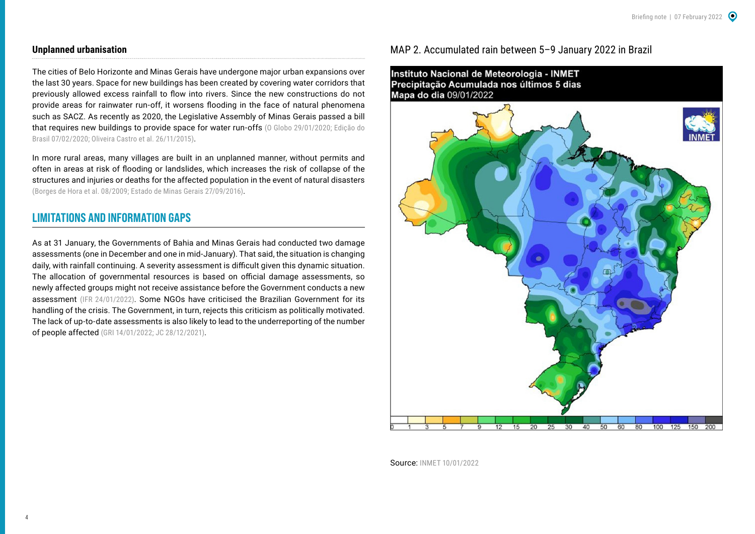## Unplanned urbanisation

The cities of Belo Horizonte and Minas Gerais have undergone major urban expansions over the last 30 years. Space for new buildings has been created by covering water corridors that previously allowed excess rainfall to flow into rivers. Since the new constructions do not provide areas for rainwater run-off, it worsens flooding in the face of natural phenomena such as SACZ. As recently as 2020, the Legislative Assembly of Minas Gerais passed a bill that requires new buildings to provide space for water run-offs (O Globo 29/01/2020; Edição do Brasil 07/02/2020; Oliveira Castro et al. 26/11/2015).

In more rural areas, many villages are built in an unplanned manner, without permits and often in areas at risk of flooding or landslides, which increases the risk of collapse of the structures and injuries or deaths for the affected population in the event of natural disasters (Borges de Hora et al. 08/2009; Estado de Minas Gerais 27/09/2016).

## LIMITATIONS AND INFORMATION GAPS

As at 31 January, the Governments of Bahia and Minas Gerais had conducted two damage assessments (one in December and one in mid-January). That said, the situation is changing daily, with rainfall continuing. A severity assessment is difficult given this dynamic situation. The allocation of governmental resources is based on official damage assessments, so newly affected groups might not receive assistance before the Government conducts a new assessment (IFR 24/01/2022). Some NGOs have criticised the Brazilian Government for its handling of the crisis. The Government, in turn, rejects this criticism as politically motivated. The lack of up-to-date assessments is also likely to lead to the underreporting of the number of people affected (GRI 14/01/2022; JC 28/12/2021).

MAP 2. Accumulated rain between 5–9 January 2022 in Brazil

Instituto Nacional de Meteorologia - INMET
Precipitação Acumulada nos últimos 5 dias
Mapa do dia 09/01/2022

INMET

0 1 3 5 7 9 12 15 20 25 30 40 50 60 80 100 125 150 200

Source: INMET 10/01/2022